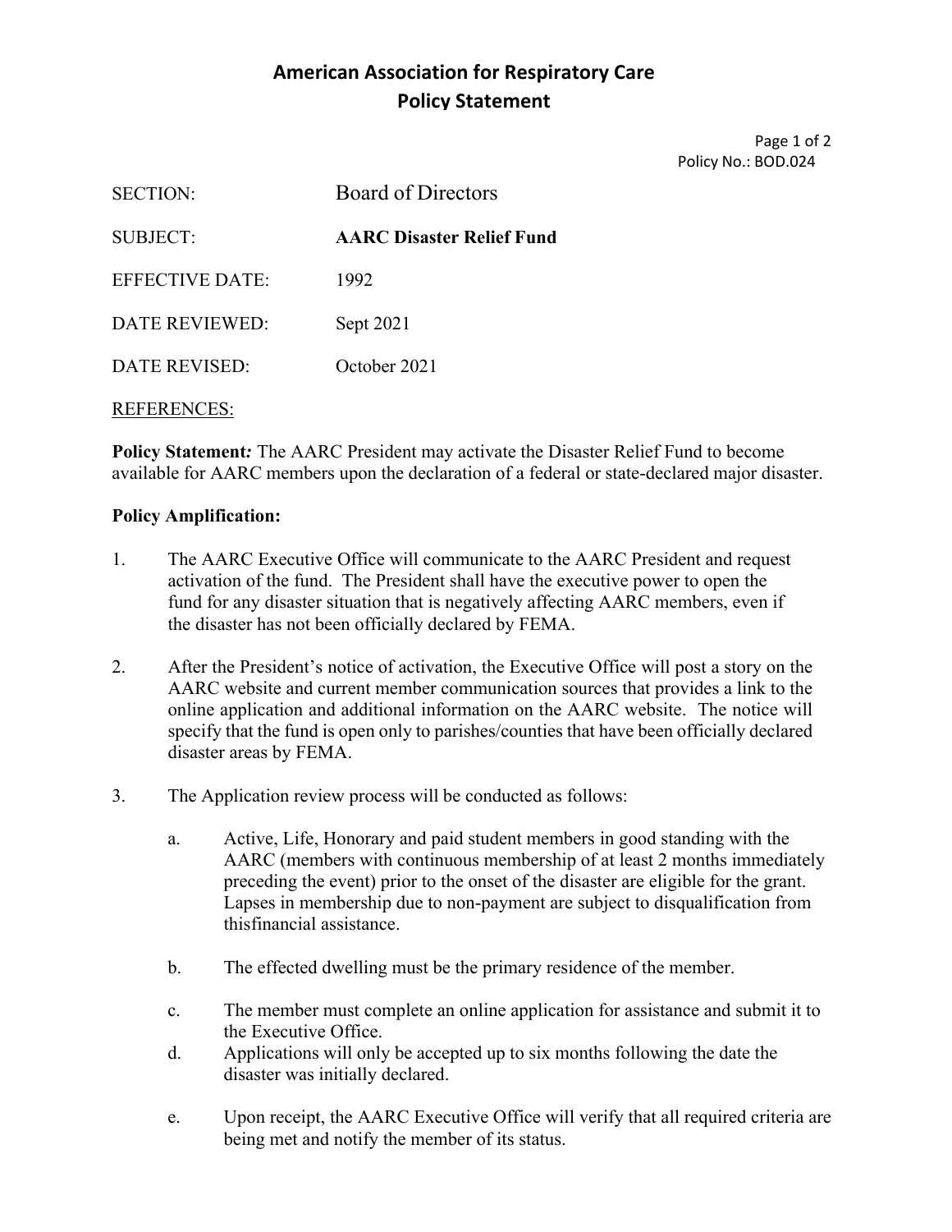# American Association for Respiratory Care
## Policy Statement

Policy No.: BOD.024

| | |
|---|---|
| SECTION: | Board of Directors |
| SUBJECT: | **AARC Disaster Relief Fund** |
| EFFECTIVE DATE: | 1992 |
| DATE REVIEWED: | Sept 2021 |
| DATE REVISED: | October 2021 |

REFERENCES:

**Policy Statement***:* The AARC President may activate the Disaster Relief Fund to become available for AARC members upon the declaration of a federal or state-declared major disaster.

**Policy Amplification:**

1. The AARC Executive Office will communicate to the AARC President and request activation of the fund. The President shall have the executive power to open the fund for any disaster situation that is negatively affecting AARC members, even if the disaster has not been officially declared by FEMA.

2. After the President's notice of activation, the Executive Office will post a story on the AARC website and current member communication sources that provides a link to the online application and additional information on the AARC website. The notice will specify that the fund is open only to parishes/counties that have been officially declared disaster areas by FEMA.

3. The Application review process will be conducted as follows:

   a. Active, Life, Honorary and paid student members in good standing with the AARC (members with continuous membership of at least 2 months immediately preceding the event) prior to the onset of the disaster are eligible for the grant. Lapses in membership due to non-payment are subject to disqualification from thisfinancial assistance.

   b. The effected dwelling must be the primary residence of the member.

   c. The member must complete an online application for assistance and submit it to the Executive Office.

   d. Applications will only be accepted up to six months following the date the disaster was initially declared.

   e. Upon receipt, the AARC Executive Office will verify that all required criteria are being met and notify the member of its status.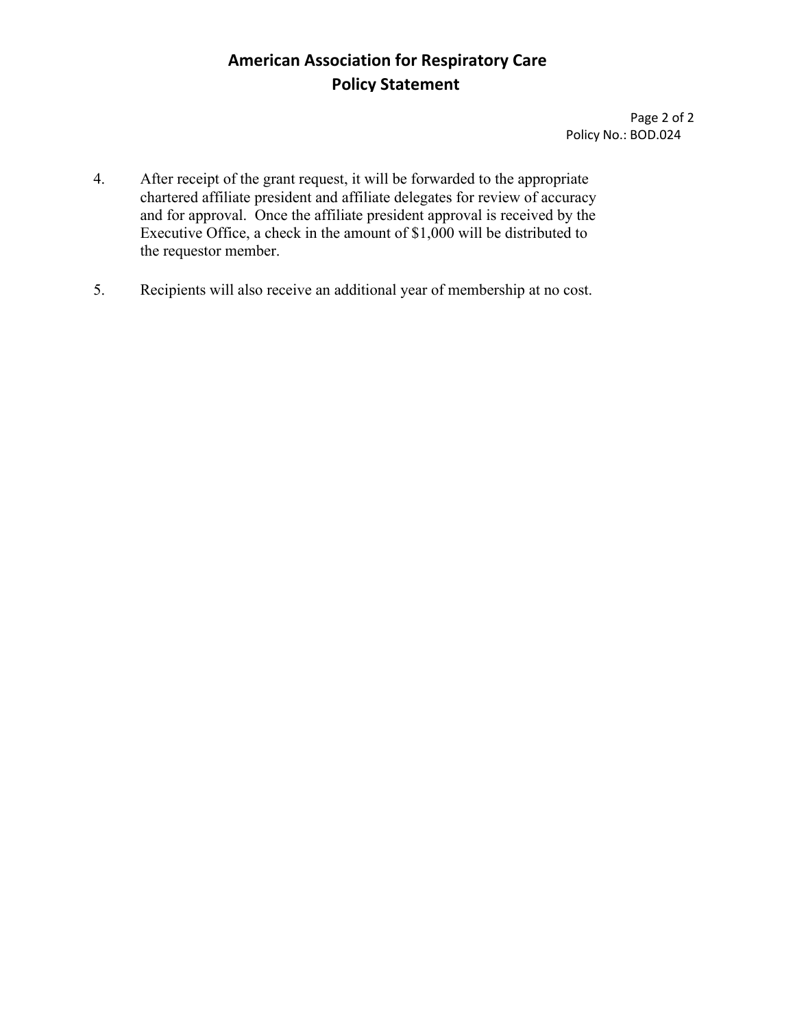4. After receipt of the grant request, it will be forwarded to the appropriate chartered affiliate president and affiliate delegates for review of accuracy and for approval. Once the affiliate president approval is received by the Executive Office, a check in the amount of $1,000 will be distributed to the requestor member.

5. Recipients will also receive an additional year of membership at no cost.